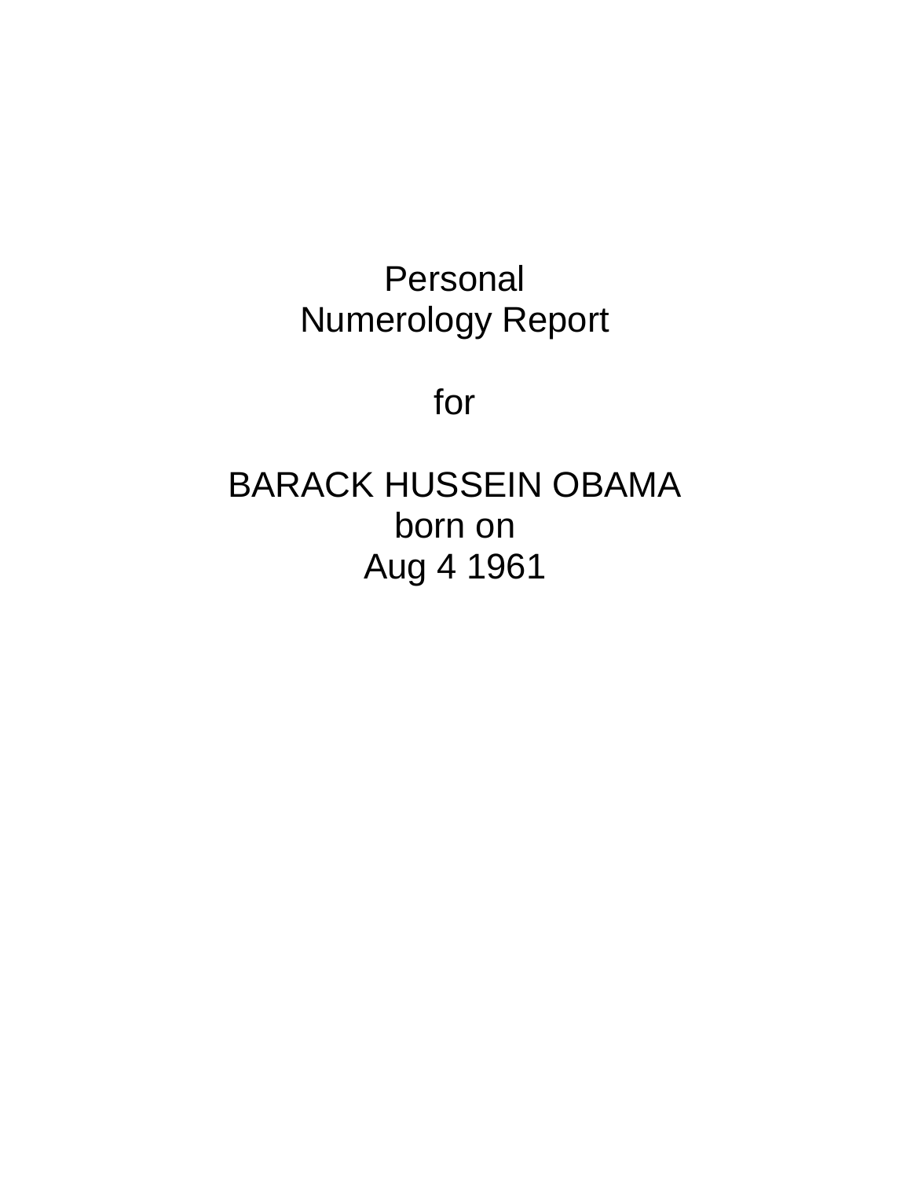# Personal Numerology Report

for

BARACK HUSSEIN OBAMA
born on
Aug 4 1961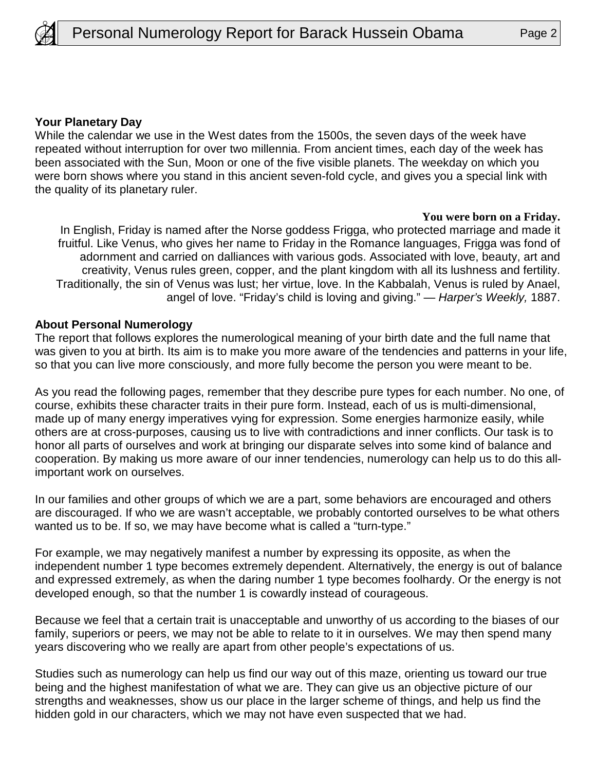**Your Planetary Day**

While the calendar we use in the West dates from the 1500s, the seven days of the week have repeated without interruption for over two millennia. From ancient times, each day of the week has been associated with the Sun, Moon or one of the five visible planets. The weekday on which you were born shows where you stand in this ancient seven-fold cycle, and gives you a special link with the quality of its planetary ruler.

**You were born on a Friday.**

In English, Friday is named after the Norse goddess Frigga, who protected marriage and made it fruitful. Like Venus, who gives her name to Friday in the Romance languages, Frigga was fond of adornment and carried on dalliances with various gods. Associated with love, beauty, art and creativity, Venus rules green, copper, and the plant kingdom with all its lushness and fertility. Traditionally, the sin of Venus was lust; her virtue, love. In the Kabbalah, Venus is ruled by Anael, angel of love. “Friday’s child is loving and giving.” — *Harper’s Weekly,* 1887.

**About Personal Numerology**

The report that follows explores the numerological meaning of your birth date and the full name that was given to you at birth. Its aim is to make you more aware of the tendencies and patterns in your life, so that you can live more consciously, and more fully become the person you were meant to be.

As you read the following pages, remember that they describe pure types for each number. No one, of course, exhibits these character traits in their pure form. Instead, each of us is multi-dimensional, made up of many energy imperatives vying for expression. Some energies harmonize easily, while others are at cross-purposes, causing us to live with contradictions and inner conflicts. Our task is to honor all parts of ourselves and work at bringing our disparate selves into some kind of balance and cooperation. By making us more aware of our inner tendencies, numerology can help us to do this all-important work on ourselves.

In our families and other groups of which we are a part, some behaviors are encouraged and others are discouraged. If who we are wasn’t acceptable, we probably contorted ourselves to be what others wanted us to be. If so, we may have become what is called a “turn-type.”

For example, we may negatively manifest a number by expressing its opposite, as when the independent number 1 type becomes extremely dependent. Alternatively, the energy is out of balance and expressed extremely, as when the daring number 1 type becomes foolhardy. Or the energy is not developed enough, so that the number 1 is cowardly instead of courageous.

Because we feel that a certain trait is unacceptable and unworthy of us according to the biases of our family, superiors or peers, we may not be able to relate to it in ourselves. We may then spend many years discovering who we really are apart from other people’s expectations of us.

Studies such as numerology can help us find our way out of this maze, orienting us toward our true being and the highest manifestation of what we are. They can give us an objective picture of our strengths and weaknesses, show us our place in the larger scheme of things, and help us find the hidden gold in our characters, which we may not have even suspected that we had.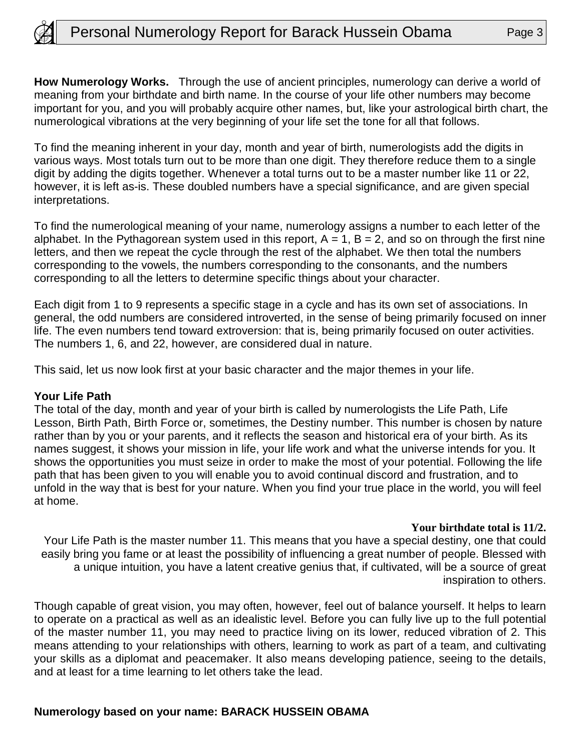**How Numerology Works.** Through the use of ancient principles, numerology can derive a world of meaning from your birthdate and birth name. In the course of your life other numbers may become important for you, and you will probably acquire other names, but, like your astrological birth chart, the numerological vibrations at the very beginning of your life set the tone for all that follows.

To find the meaning inherent in your day, month and year of birth, numerologists add the digits in various ways. Most totals turn out to be more than one digit. They therefore reduce them to a single digit by adding the digits together. Whenever a total turns out to be a master number like 11 or 22, however, it is left as-is. These doubled numbers have a special significance, and are given special interpretations.

To find the numerological meaning of your name, numerology assigns a number to each letter of the alphabet. In the Pythagorean system used in this report, A = 1, B = 2, and so on through the first nine letters, and then we repeat the cycle through the rest of the alphabet. We then total the numbers corresponding to the vowels, the numbers corresponding to the consonants, and the numbers corresponding to all the letters to determine specific things about your character.

Each digit from 1 to 9 represents a specific stage in a cycle and has its own set of associations. In general, the odd numbers are considered introverted, in the sense of being primarily focused on inner life. The even numbers tend toward extroversion: that is, being primarily focused on outer activities. The numbers 1, 6, and 22, however, are considered dual in nature.

This said, let us now look first at your basic character and the major themes in your life.

**Your Life Path**

The total of the day, month and year of your birth is called by numerologists the Life Path, Life Lesson, Birth Path, Birth Force or, sometimes, the Destiny number. This number is chosen by nature rather than by you or your parents, and it reflects the season and historical era of your birth. As its names suggest, it shows your mission in life, your life work and what the universe intends for you. It shows the opportunities you must seize in order to make the most of your potential. Following the life path that has been given to you will enable you to avoid continual discord and frustration, and to unfold in the way that is best for your nature. When you find your true place in the world, you will feel at home.

**Your birthdate total is 11/2.**

Your Life Path is the master number 11. This means that you have a special destiny, one that could easily bring you fame or at least the possibility of influencing a great number of people. Blessed with a unique intuition, you have a latent creative genius that, if cultivated, will be a source of great inspiration to others.

Though capable of great vision, you may often, however, feel out of balance yourself. It helps to learn to operate on a practical as well as an idealistic level. Before you can fully live up to the full potential of the master number 11, you may need to practice living on its lower, reduced vibration of 2. This means attending to your relationships with others, learning to work as part of a team, and cultivating your skills as a diplomat and peacemaker. It also means developing patience, seeing to the details, and at least for a time learning to let others take the lead.

**Numerology based on your name: BARACK HUSSEIN OBAMA**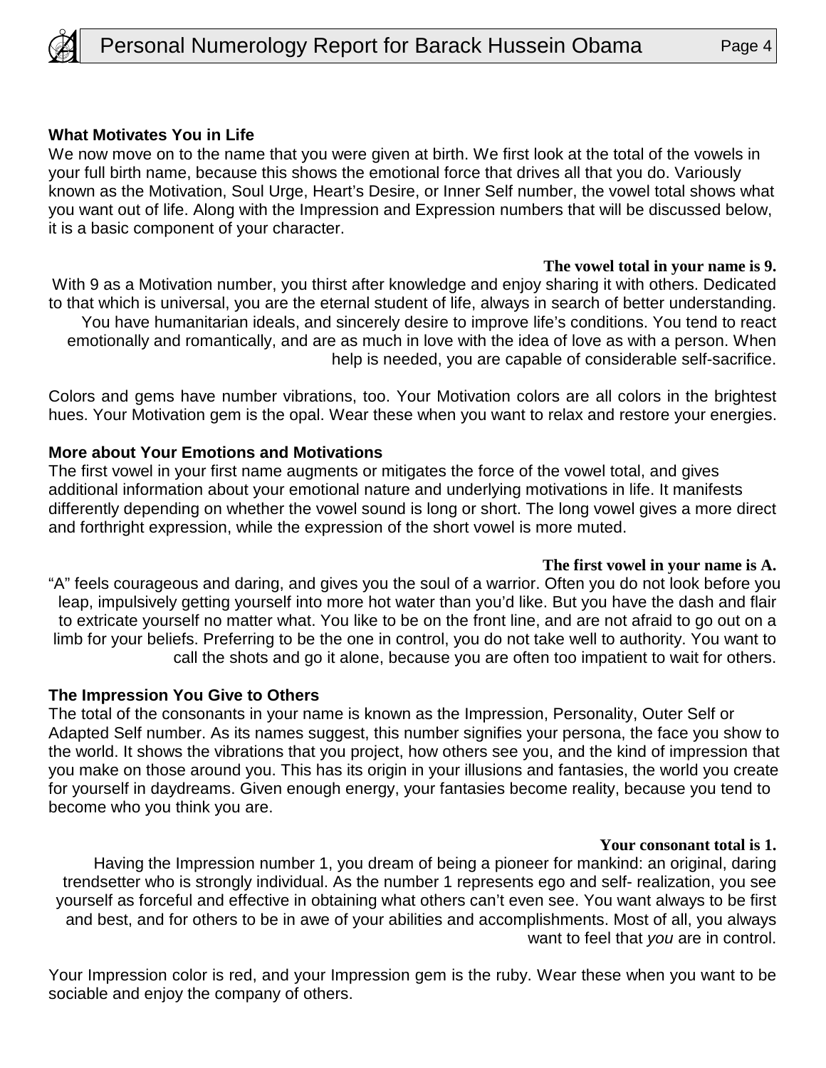### What Motivates You in Life

We now move on to the name that you were given at birth. We first look at the total of the vowels in your full birth name, because this shows the emotional force that drives all that you do. Variously known as the Motivation, Soul Urge, Heart's Desire, or Inner Self number, the vowel total shows what you want out of life. Along with the Impression and Expression numbers that will be discussed below, it is a basic component of your character.

**The vowel total in your name is 9.**

With 9 as a Motivation number, you thirst after knowledge and enjoy sharing it with others. Dedicated to that which is universal, you are the eternal student of life, always in search of better understanding. You have humanitarian ideals, and sincerely desire to improve life's conditions. You tend to react emotionally and romantically, and are as much in love with the idea of love as with a person. When help is needed, you are capable of considerable self-sacrifice.

Colors and gems have number vibrations, too. Your Motivation colors are all colors in the brightest hues. Your Motivation gem is the opal. Wear these when you want to relax and restore your energies.

### More about Your Emotions and Motivations

The first vowel in your first name augments or mitigates the force of the vowel total, and gives additional information about your emotional nature and underlying motivations in life. It manifests differently depending on whether the vowel sound is long or short. The long vowel gives a more direct and forthright expression, while the expression of the short vowel is more muted.

**The first vowel in your name is A.**

"A" feels courageous and daring, and gives you the soul of a warrior. Often you do not look before you leap, impulsively getting yourself into more hot water than you'd like. But you have the dash and flair to extricate yourself no matter what. You like to be on the front line, and are not afraid to go out on a limb for your beliefs. Preferring to be the one in control, you do not take well to authority. You want to call the shots and go it alone, because you are often too impatient to wait for others.

### The Impression You Give to Others

The total of the consonants in your name is known as the Impression, Personality, Outer Self or Adapted Self number. As its names suggest, this number signifies your persona, the face you show to the world. It shows the vibrations that you project, how others see you, and the kind of impression that you make on those around you. This has its origin in your illusions and fantasies, the world you create for yourself in daydreams. Given enough energy, your fantasies become reality, because you tend to become who you think you are.

**Your consonant total is 1.**

Having the Impression number 1, you dream of being a pioneer for mankind: an original, daring trendsetter who is strongly individual. As the number 1 represents ego and self- realization, you see yourself as forceful and effective in obtaining what others can't even see. You want always to be first and best, and for others to be in awe of your abilities and accomplishments. Most of all, you always want to feel that *you* are in control.

Your Impression color is red, and your Impression gem is the ruby. Wear these when you want to be sociable and enjoy the company of others.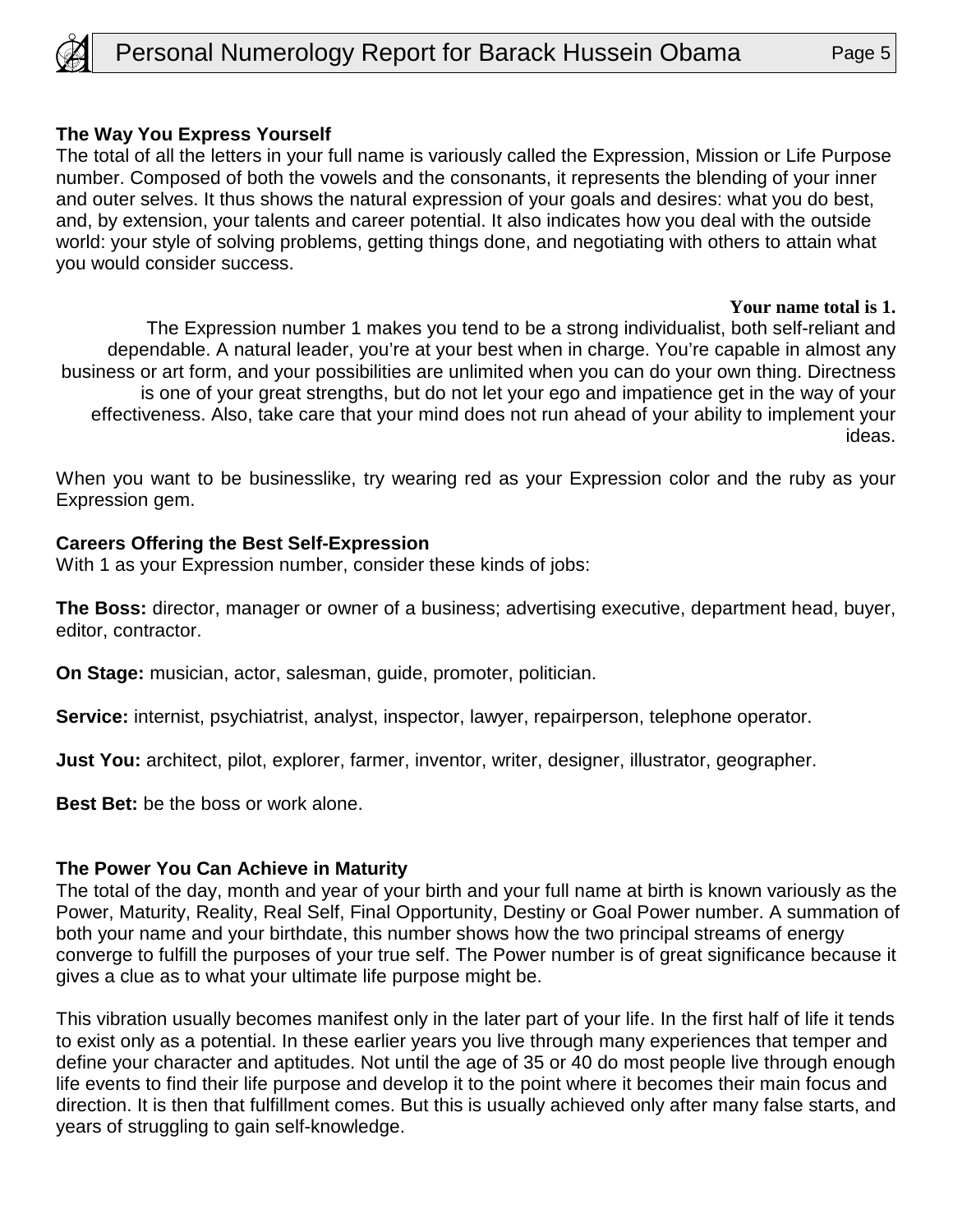### The Way You Express Yourself

The total of all the letters in your full name is variously called the Expression, Mission or Life Purpose number. Composed of both the vowels and the consonants, it represents the blending of your inner and outer selves. It thus shows the natural expression of your goals and desires: what you do best, and, by extension, your talents and career potential. It also indicates how you deal with the outside world: your style of solving problems, getting things done, and negotiating with others to attain what you would consider success.

**Your name total is 1.**

The Expression number 1 makes you tend to be a strong individualist, both self-reliant and dependable. A natural leader, you're at your best when in charge. You're capable in almost any business or art form, and your possibilities are unlimited when you can do your own thing. Directness is one of your great strengths, but do not let your ego and impatience get in the way of your effectiveness. Also, take care that your mind does not run ahead of your ability to implement your ideas.

When you want to be businesslike, try wearing red as your Expression color and the ruby as your Expression gem.

### Careers Offering the Best Self-Expression

With 1 as your Expression number, consider these kinds of jobs:

**The Boss:** director, manager or owner of a business; advertising executive, department head, buyer, editor, contractor.

**On Stage:** musician, actor, salesman, guide, promoter, politician.

**Service:** internist, psychiatrist, analyst, inspector, lawyer, repairperson, telephone operator.

**Just You:** architect, pilot, explorer, farmer, inventor, writer, designer, illustrator, geographer.

**Best Bet:** be the boss or work alone.

### The Power You Can Achieve in Maturity

The total of the day, month and year of your birth and your full name at birth is known variously as the Power, Maturity, Reality, Real Self, Final Opportunity, Destiny or Goal Power number. A summation of both your name and your birthdate, this number shows how the two principal streams of energy converge to fulfill the purposes of your true self. The Power number is of great significance because it gives a clue as to what your ultimate life purpose might be.

This vibration usually becomes manifest only in the later part of your life. In the first half of life it tends to exist only as a potential. In these earlier years you live through many experiences that temper and define your character and aptitudes. Not until the age of 35 or 40 do most people live through enough life events to find their life purpose and develop it to the point where it becomes their main focus and direction. It is then that fulfillment comes. But this is usually achieved only after many false starts, and years of struggling to gain self-knowledge.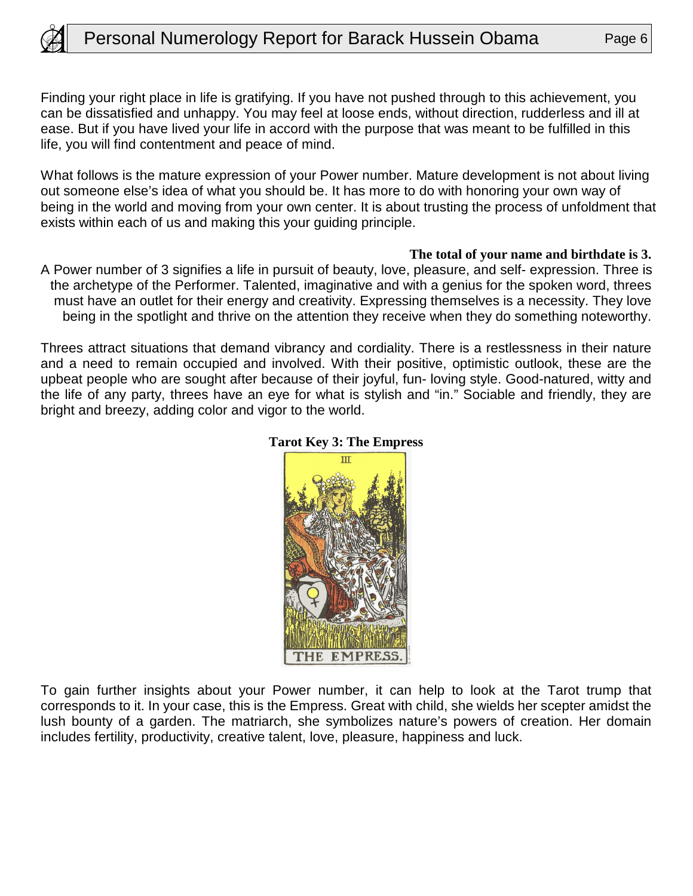Finding your right place in life is gratifying. If you have not pushed through to this achievement, you can be dissatisfied and unhappy. You may feel at loose ends, without direction, rudderless and ill at ease. But if you have lived your life in accord with the purpose that was meant to be fulfilled in this life, you will find contentment and peace of mind.

What follows is the mature expression of your Power number. Mature development is not about living out someone else's idea of what you should be. It has more to do with honoring your own way of being in the world and moving from your own center. It is about trusting the process of unfoldment that exists within each of us and making this your guiding principle.

**The total of your name and birthdate is 3.**

A Power number of 3 signifies a life in pursuit of beauty, love, pleasure, and self- expression. Three is the archetype of the Performer. Talented, imaginative and with a genius for the spoken word, threes must have an outlet for their energy and creativity. Expressing themselves is a necessity. They love being in the spotlight and thrive on the attention they receive when they do something noteworthy.

Threes attract situations that demand vibrancy and cordiality. There is a restlessness in their nature and a need to remain occupied and involved. With their positive, optimistic outlook, these are the upbeat people who are sought after because of their joyful, fun- loving style. Good-natured, witty and the life of any party, threes have an eye for what is stylish and "in." Sociable and friendly, they are bright and breezy, adding color and vigor to the world.

**Tarot Key 3: The Empress**

To gain further insights about your Power number, it can help to look at the Tarot trump that corresponds to it. In your case, this is the Empress. Great with child, she wields her scepter amidst the lush bounty of a garden. The matriarch, she symbolizes nature's powers of creation. Her domain includes fertility, productivity, creative talent, love, pleasure, happiness and luck.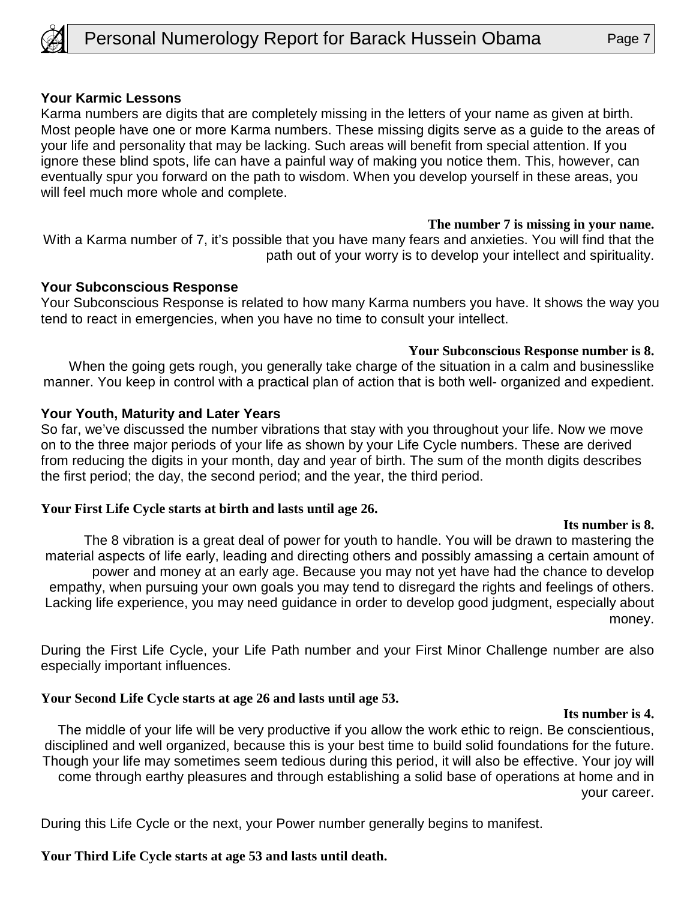### Your Karmic Lessons

Karma numbers are digits that are completely missing in the letters of your name as given at birth. Most people have one or more Karma numbers. These missing digits serve as a guide to the areas of your life and personality that may be lacking. Such areas will benefit from special attention. If you ignore these blind spots, life can have a painful way of making you notice them. This, however, can eventually spur you forward on the path to wisdom. When you develop yourself in these areas, you will feel much more whole and complete.

**The number 7 is missing in your name.**

With a Karma number of 7, it's possible that you have many fears and anxieties. You will find that the path out of your worry is to develop your intellect and spirituality.

### Your Subconscious Response

Your Subconscious Response is related to how many Karma numbers you have. It shows the way you tend to react in emergencies, when you have no time to consult your intellect.

**Your Subconscious Response number is 8.**

When the going gets rough, you generally take charge of the situation in a calm and businesslike manner. You keep in control with a practical plan of action that is both well- organized and expedient.

### Your Youth, Maturity and Later Years

So far, we've discussed the number vibrations that stay with you throughout your life. Now we move on to the three major periods of your life as shown by your Life Cycle numbers. These are derived from reducing the digits in your month, day and year of birth. The sum of the month digits describes the first period; the day, the second period; and the year, the third period.

**Your First Life Cycle starts at birth and lasts until age 26.**

**Its number is 8.**

The 8 vibration is a great deal of power for youth to handle. You will be drawn to mastering the material aspects of life early, leading and directing others and possibly amassing a certain amount of power and money at an early age. Because you may not yet have had the chance to develop empathy, when pursuing your own goals you may tend to disregard the rights and feelings of others. Lacking life experience, you may need guidance in order to develop good judgment, especially about money.

During the First Life Cycle, your Life Path number and your First Minor Challenge number are also especially important influences.

**Your Second Life Cycle starts at age 26 and lasts until age 53.**

**Its number is 4.**

The middle of your life will be very productive if you allow the work ethic to reign. Be conscientious, disciplined and well organized, because this is your best time to build solid foundations for the future. Though your life may sometimes seem tedious during this period, it will also be effective. Your joy will come through earthy pleasures and through establishing a solid base of operations at home and in your career.

During this Life Cycle or the next, your Power number generally begins to manifest.

**Your Third Life Cycle starts at age 53 and lasts until death.**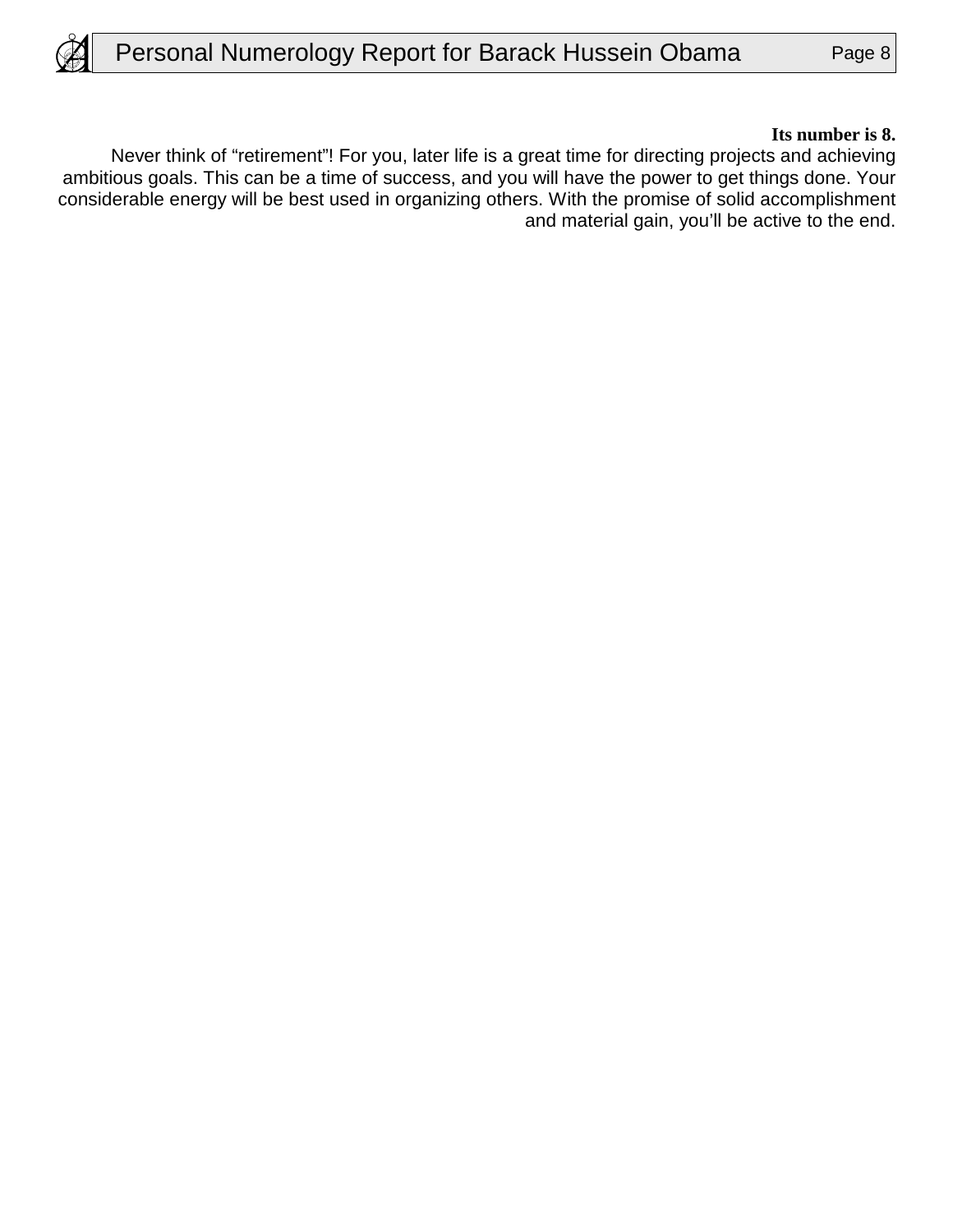**Its number is 8.**

Never think of “retirement”! For you, later life is a great time for directing projects and achieving ambitious goals. This can be a time of success, and you will have the power to get things done. Your considerable energy will be best used in organizing others. With the promise of solid accomplishment and material gain, you’ll be active to the end.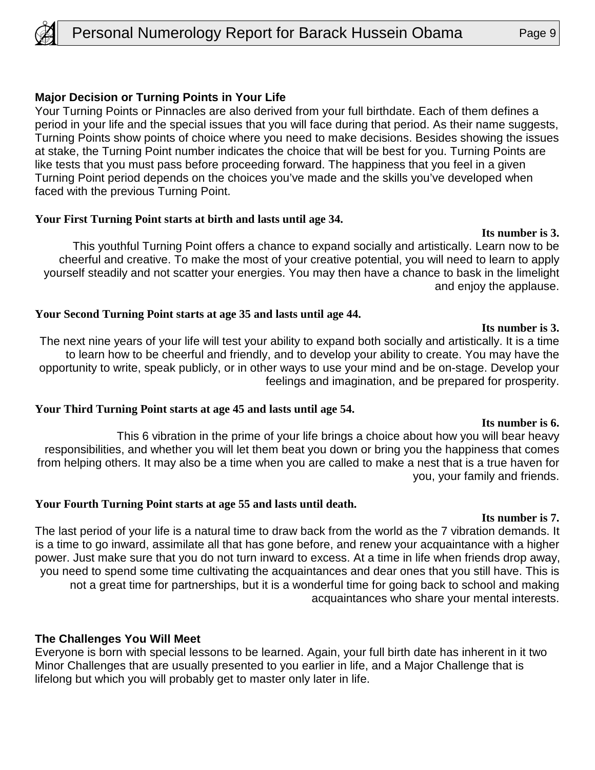## Major Decision or Turning Points in Your Life

Your Turning Points or Pinnacles are also derived from your full birthdate. Each of them defines a period in your life and the special issues that you will face during that period. As their name suggests, Turning Points show points of choice where you need to make decisions. Besides showing the issues at stake, the Turning Point number indicates the choice that will be best for you. Turning Points are like tests that you must pass before proceeding forward. The happiness that you feel in a given Turning Point period depends on the choices you've made and the skills you've developed when faced with the previous Turning Point.

**Your First Turning Point starts at birth and lasts until age 34.**

**Its number is 3.**

This youthful Turning Point offers a chance to expand socially and artistically. Learn now to be cheerful and creative. To make the most of your creative potential, you will need to learn to apply yourself steadily and not scatter your energies. You may then have a chance to bask in the limelight and enjoy the applause.

**Your Second Turning Point starts at age 35 and lasts until age 44.**

**Its number is 3.**

The next nine years of your life will test your ability to expand both socially and artistically. It is a time to learn how to be cheerful and friendly, and to develop your ability to create. You may have the opportunity to write, speak publicly, or in other ways to use your mind and be on-stage. Develop your feelings and imagination, and be prepared for prosperity.

**Your Third Turning Point starts at age 45 and lasts until age 54.**

**Its number is 6.**

This 6 vibration in the prime of your life brings a choice about how you will bear heavy responsibilities, and whether you will let them beat you down or bring you the happiness that comes from helping others. It may also be a time when you are called to make a nest that is a true haven for you, your family and friends.

**Your Fourth Turning Point starts at age 55 and lasts until death.**

**Its number is 7.**

The last period of your life is a natural time to draw back from the world as the 7 vibration demands. It is a time to go inward, assimilate all that has gone before, and renew your acquaintance with a higher power. Just make sure that you do not turn inward to excess. At a time in life when friends drop away, you need to spend some time cultivating the acquaintances and dear ones that you still have. This is not a great time for partnerships, but it is a wonderful time for going back to school and making acquaintances who share your mental interests.

## The Challenges You Will Meet

Everyone is born with special lessons to be learned. Again, your full birth date has inherent in it two Minor Challenges that are usually presented to you earlier in life, and a Major Challenge that is lifelong but which you will probably get to master only later in life.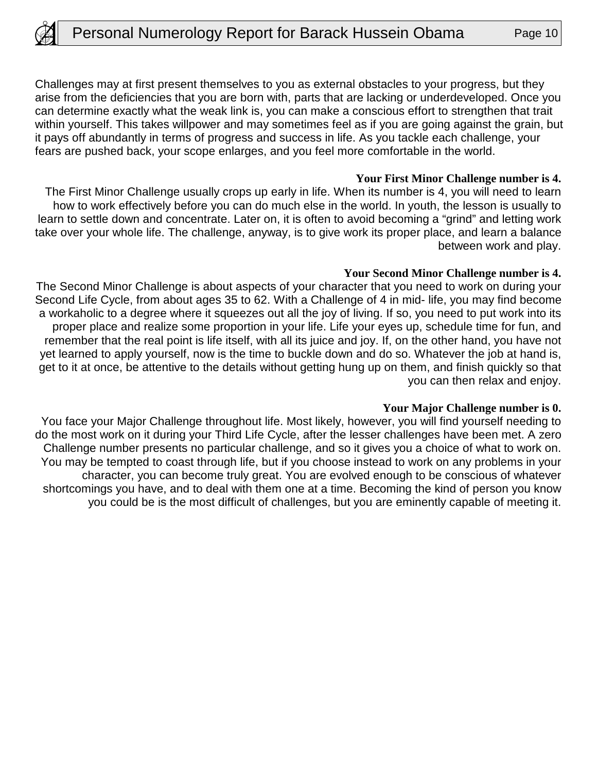Challenges may at first present themselves to you as external obstacles to your progress, but they arise from the deficiencies that you are born with, parts that are lacking or underdeveloped. Once you can determine exactly what the weak link is, you can make a conscious effort to strengthen that trait within yourself. This takes willpower and may sometimes feel as if you are going against the grain, but it pays off abundantly in terms of progress and success in life. As you tackle each challenge, your fears are pushed back, your scope enlarges, and you feel more comfortable in the world.

**Your First Minor Challenge number is 4.**

The First Minor Challenge usually crops up early in life. When its number is 4, you will need to learn how to work effectively before you can do much else in the world. In youth, the lesson is usually to learn to settle down and concentrate. Later on, it is often to avoid becoming a "grind" and letting work take over your whole life. The challenge, anyway, is to give work its proper place, and learn a balance between work and play.

**Your Second Minor Challenge number is 4.**

The Second Minor Challenge is about aspects of your character that you need to work on during your Second Life Cycle, from about ages 35 to 62. With a Challenge of 4 in mid- life, you may find become a workaholic to a degree where it squeezes out all the joy of living. If so, you need to put work into its proper place and realize some proportion in your life. Life your eyes up, schedule time for fun, and remember that the real point is life itself, with all its juice and joy. If, on the other hand, you have not yet learned to apply yourself, now is the time to buckle down and do so. Whatever the job at hand is, get to it at once, be attentive to the details without getting hung up on them, and finish quickly so that you can then relax and enjoy.

**Your Major Challenge number is 0.**

You face your Major Challenge throughout life. Most likely, however, you will find yourself needing to do the most work on it during your Third Life Cycle, after the lesser challenges have been met. A zero Challenge number presents no particular challenge, and so it gives you a choice of what to work on. You may be tempted to coast through life, but if you choose instead to work on any problems in your character, you can become truly great. You are evolved enough to be conscious of whatever shortcomings you have, and to deal with them one at a time. Becoming the kind of person you know you could be is the most difficult of challenges, but you are eminently capable of meeting it.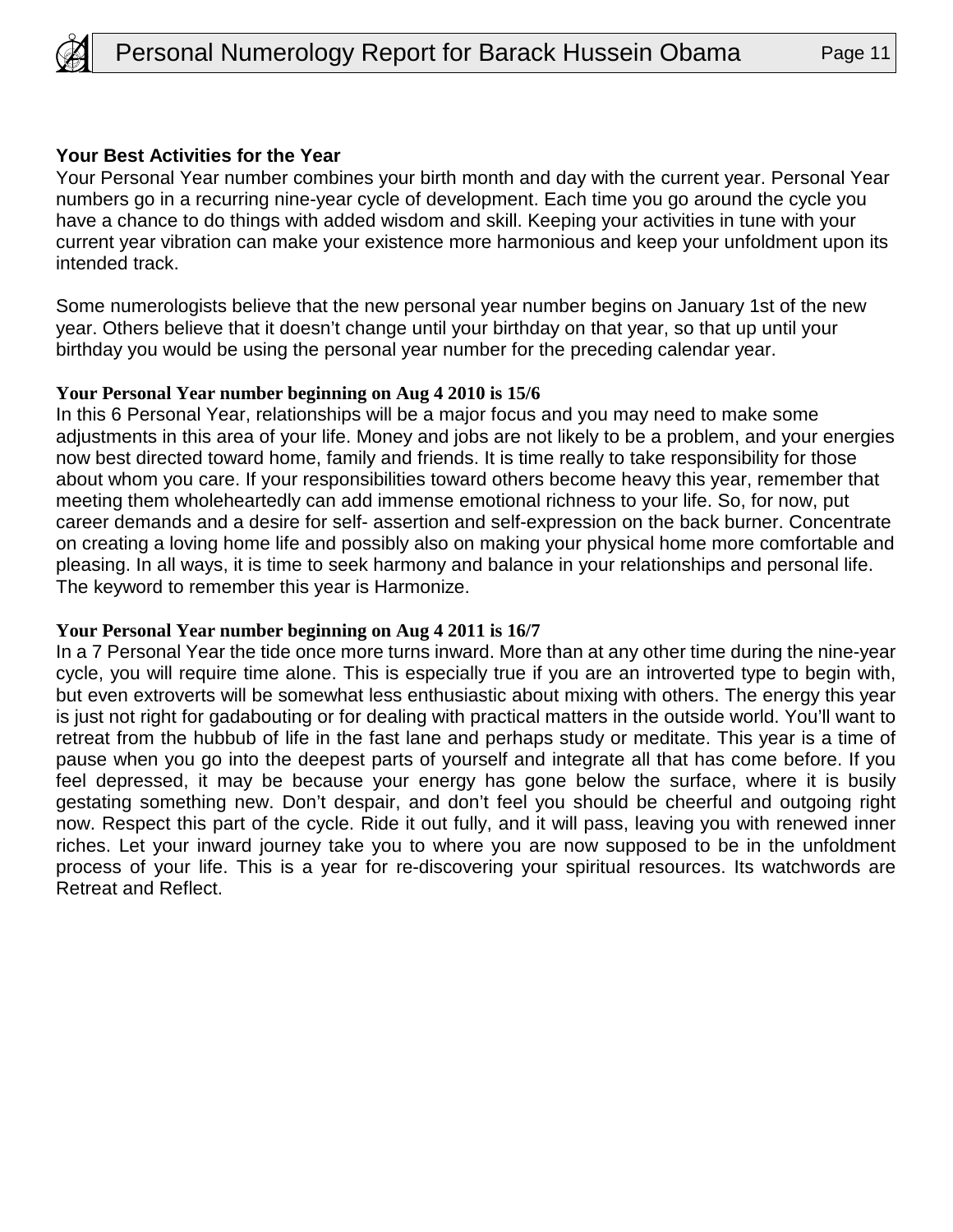### Your Best Activities for the Year

Your Personal Year number combines your birth month and day with the current year. Personal Year numbers go in a recurring nine-year cycle of development. Each time you go around the cycle you have a chance to do things with added wisdom and skill. Keeping your activities in tune with your current year vibration can make your existence more harmonious and keep your unfoldment upon its intended track.

Some numerologists believe that the new personal year number begins on January 1st of the new year. Others believe that it doesn't change until your birthday on that year, so that up until your birthday you would be using the personal year number for the preceding calendar year.

**Your Personal Year number beginning on Aug 4 2010 is 15/6**

In this 6 Personal Year, relationships will be a major focus and you may need to make some adjustments in this area of your life. Money and jobs are not likely to be a problem, and your energies now best directed toward home, family and friends. It is time really to take responsibility for those about whom you care. If your responsibilities toward others become heavy this year, remember that meeting them wholeheartedly can add immense emotional richness to your life. So, for now, put career demands and a desire for self- assertion and self-expression on the back burner. Concentrate on creating a loving home life and possibly also on making your physical home more comfortable and pleasing. In all ways, it is time to seek harmony and balance in your relationships and personal life. The keyword to remember this year is Harmonize.

**Your Personal Year number beginning on Aug 4 2011 is 16/7**

In a 7 Personal Year the tide once more turns inward. More than at any other time during the nine-year cycle, you will require time alone. This is especially true if you are an introverted type to begin with, but even extroverts will be somewhat less enthusiastic about mixing with others. The energy this year is just not right for gadabouting or for dealing with practical matters in the outside world. You'll want to retreat from the hubbub of life in the fast lane and perhaps study or meditate. This year is a time of pause when you go into the deepest parts of yourself and integrate all that has come before. If you feel depressed, it may be because your energy has gone below the surface, where it is busily gestating something new. Don't despair, and don't feel you should be cheerful and outgoing right now. Respect this part of the cycle. Ride it out fully, and it will pass, leaving you with renewed inner riches. Let your inward journey take you to where you are now supposed to be in the unfoldment process of your life. This is a year for re-discovering your spiritual resources. Its watchwords are Retreat and Reflect.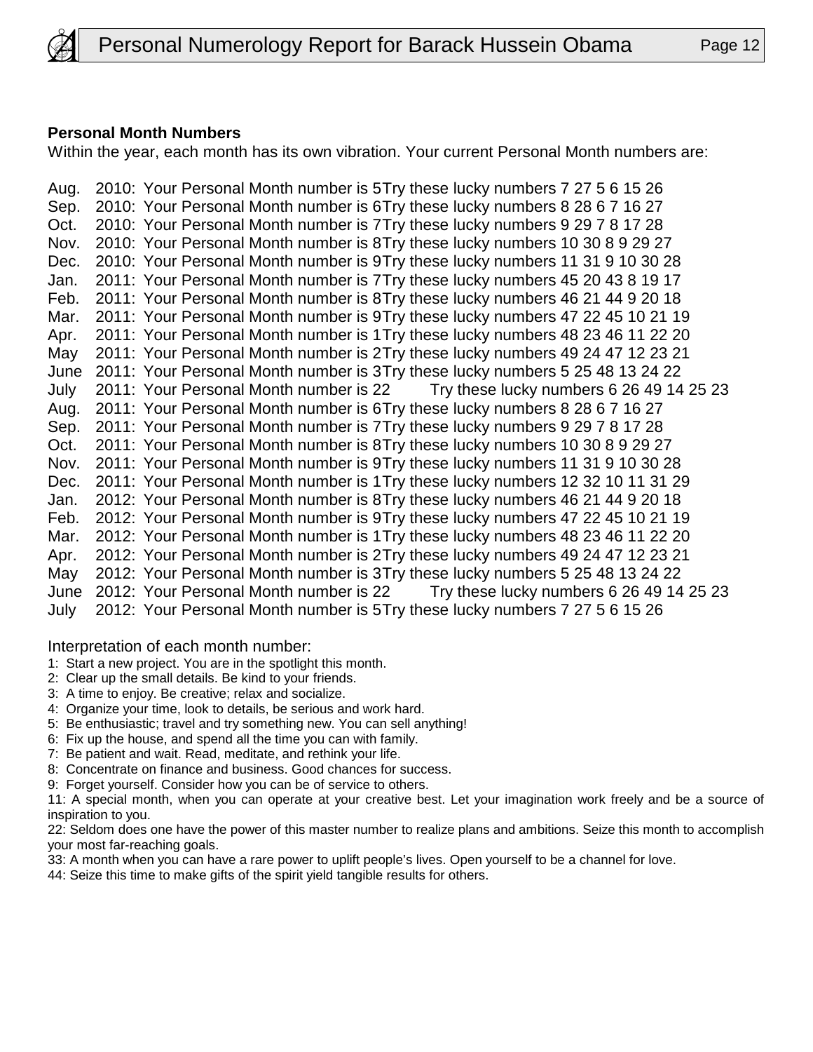**Personal Month Numbers**

Within the year, each month has its own vibration. Your current Personal Month numbers are:

Aug. 2010: Your Personal Month number is 5Try these lucky numbers 7 27 5 6 15 26
Sep. 2010: Your Personal Month number is 6Try these lucky numbers 8 28 6 7 16 27
Oct. 2010: Your Personal Month number is 7Try these lucky numbers 9 29 7 8 17 28
Nov. 2010: Your Personal Month number is 8Try these lucky numbers 10 30 8 9 29 27
Dec. 2010: Your Personal Month number is 9Try these lucky numbers 11 31 9 10 30 28
Jan. 2011: Your Personal Month number is 7Try these lucky numbers 45 20 43 8 19 17
Feb. 2011: Your Personal Month number is 8Try these lucky numbers 46 21 44 9 20 18
Mar. 2011: Your Personal Month number is 9Try these lucky numbers 47 22 45 10 21 19
Apr. 2011: Your Personal Month number is 1Try these lucky numbers 48 23 46 11 22 20
May 2011: Your Personal Month number is 2Try these lucky numbers 49 24 47 12 23 21
June 2011: Your Personal Month number is 3Try these lucky numbers 5 25 48 13 24 22
July 2011: Your Personal Month number is 22 Try these lucky numbers 6 26 49 14 25 23
Aug. 2011: Your Personal Month number is 6Try these lucky numbers 8 28 6 7 16 27
Sep. 2011: Your Personal Month number is 7Try these lucky numbers 9 29 7 8 17 28
Oct. 2011: Your Personal Month number is 8Try these lucky numbers 10 30 8 9 29 27
Nov. 2011: Your Personal Month number is 9Try these lucky numbers 11 31 9 10 30 28
Dec. 2011: Your Personal Month number is 1Try these lucky numbers 12 32 10 11 31 29
Jan. 2012: Your Personal Month number is 8Try these lucky numbers 46 21 44 9 20 18
Feb. 2012: Your Personal Month number is 9Try these lucky numbers 47 22 45 10 21 19
Mar. 2012: Your Personal Month number is 1Try these lucky numbers 48 23 46 11 22 20
Apr. 2012: Your Personal Month number is 2Try these lucky numbers 49 24 47 12 23 21
May 2012: Your Personal Month number is 3Try these lucky numbers 5 25 48 13 24 22
June 2012: Your Personal Month number is 22 Try these lucky numbers 6 26 49 14 25 23
July 2012: Your Personal Month number is 5Try these lucky numbers 7 27 5 6 15 26

Interpretation of each month number:

1: Start a new project. You are in the spotlight this month.
2: Clear up the small details. Be kind to your friends.
3: A time to enjoy. Be creative; relax and socialize.
4: Organize your time, look to details, be serious and work hard.
5: Be enthusiastic; travel and try something new. You can sell anything!
6: Fix up the house, and spend all the time you can with family.
7: Be patient and wait. Read, meditate, and rethink your life.
8: Concentrate on finance and business. Good chances for success.
9: Forget yourself. Consider how you can be of service to others.
11: A special month, when you can operate at your creative best. Let your imagination work freely and be a source of inspiration to you.
22: Seldom does one have the power of this master number to realize plans and ambitions. Seize this month to accomplish your most far-reaching goals.
33: A month when you can have a rare power to uplift people's lives. Open yourself to be a channel for love.
44: Seize this time to make gifts of the spirit yield tangible results for others.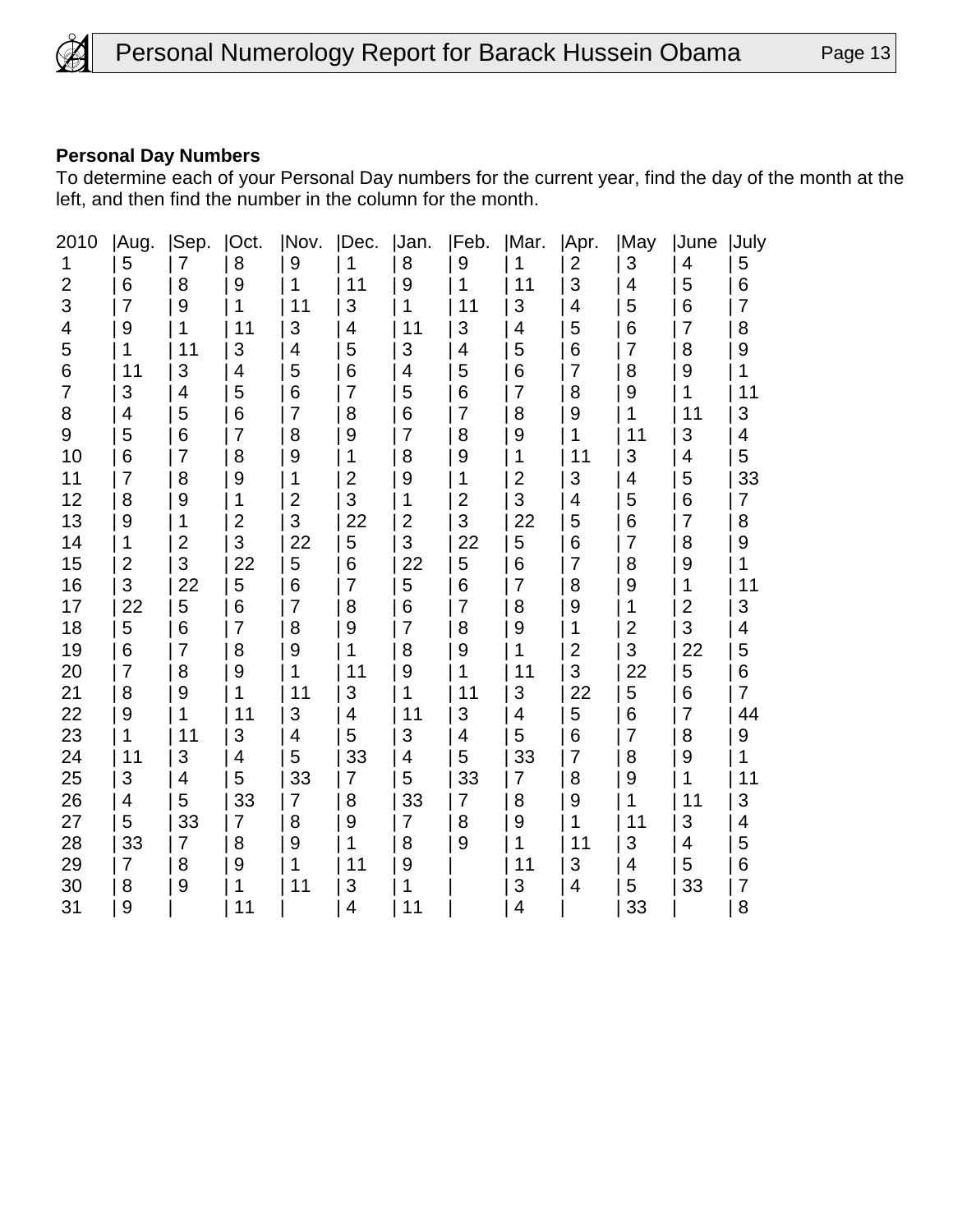**Personal Day Numbers**

To determine each of your Personal Day numbers for the current year, find the day of the month at the left, and then find the number in the column for the month.

| 2010 | Aug. | Sep. | Oct. | Nov. | Dec. | Jan. | Feb. | Mar. | Apr. | May | June | July |
|---|---|---|---|---|---|---|---|---|---|---|---|---|
| 1 | 5 | 7 | 8 | 9 | 1 | 8 | 9 | 1 | 2 | 3 | 4 | 5 |
| 2 | 6 | 8 | 9 | 1 | 11 | 9 | 1 | 11 | 3 | 4 | 5 | 6 |
| 3 | 7 | 9 | 1 | 11 | 3 | 1 | 11 | 3 | 4 | 5 | 6 | 7 |
| 4 | 9 | 1 | 11 | 3 | 4 | 11 | 3 | 4 | 5 | 6 | 7 | 8 |
| 5 | 1 | 11 | 3 | 4 | 5 | 3 | 4 | 5 | 6 | 7 | 8 | 9 |
| 6 | 11 | 3 | 4 | 5 | 6 | 4 | 5 | 6 | 7 | 8 | 9 | 1 |
| 7 | 3 | 4 | 5 | 6 | 7 | 5 | 6 | 7 | 8 | 9 | 1 | 11 |
| 8 | 4 | 5 | 6 | 7 | 8 | 6 | 7 | 8 | 9 | 1 | 11 | 3 |
| 9 | 5 | 6 | 7 | 8 | 9 | 7 | 8 | 9 | 1 | 11 | 3 | 4 |
| 10 | 6 | 7 | 8 | 9 | 1 | 8 | 9 | 1 | 11 | 3 | 4 | 5 |
| 11 | 7 | 8 | 9 | 1 | 2 | 9 | 1 | 2 | 3 | 4 | 5 | 33 |
| 12 | 8 | 9 | 1 | 2 | 3 | 1 | 2 | 3 | 4 | 5 | 6 | 7 |
| 13 | 9 | 1 | 2 | 3 | 22 | 2 | 3 | 22 | 5 | 6 | 7 | 8 |
| 14 | 1 | 2 | 3 | 22 | 5 | 3 | 22 | 5 | 6 | 7 | 8 | 9 |
| 15 | 2 | 3 | 22 | 5 | 6 | 22 | 5 | 6 | 7 | 8 | 9 | 1 |
| 16 | 3 | 22 | 5 | 6 | 7 | 5 | 6 | 7 | 8 | 9 | 1 | 11 |
| 17 | 22 | 5 | 6 | 7 | 8 | 6 | 7 | 8 | 9 | 1 | 2 | 3 |
| 18 | 5 | 6 | 7 | 8 | 9 | 7 | 8 | 9 | 1 | 2 | 3 | 4 |
| 19 | 6 | 7 | 8 | 9 | 1 | 8 | 9 | 1 | 2 | 3 | 22 | 5 |
| 20 | 7 | 8 | 9 | 1 | 11 | 9 | 1 | 11 | 3 | 22 | 5 | 6 |
| 21 | 8 | 9 | 1 | 11 | 3 | 1 | 11 | 3 | 22 | 5 | 6 | 7 |
| 22 | 9 | 1 | 11 | 3 | 4 | 11 | 3 | 4 | 5 | 6 | 7 | 44 |
| 23 | 1 | 11 | 3 | 4 | 5 | 3 | 4 | 5 | 6 | 7 | 8 | 9 |
| 24 | 11 | 3 | 4 | 5 | 33 | 4 | 5 | 33 | 7 | 8 | 9 | 1 |
| 25 | 3 | 4 | 5 | 33 | 7 | 5 | 33 | 7 | 8 | 9 | 1 | 11 |
| 26 | 4 | 5 | 33 | 7 | 8 | 33 | 7 | 8 | 9 | 1 | 11 | 3 |
| 27 | 5 | 33 | 7 | 8 | 9 | 7 | 8 | 9 | 1 | 11 | 3 | 4 |
| 28 | 33 | 7 | 8 | 9 | 1 | 8 | 9 | 1 | 11 | 3 | 4 | 5 |
| 29 | 7 | 8 | 9 | 1 | 11 | 9 | | 11 | 3 | 4 | 5 | 6 |
| 30 | 8 | 9 | 1 | 11 | 3 | 1 | | 3 | 4 | 5 | 33 | 7 |
| 31 | 9 | | 11 | | 4 | 11 | | 4 | | 33 | | 8 |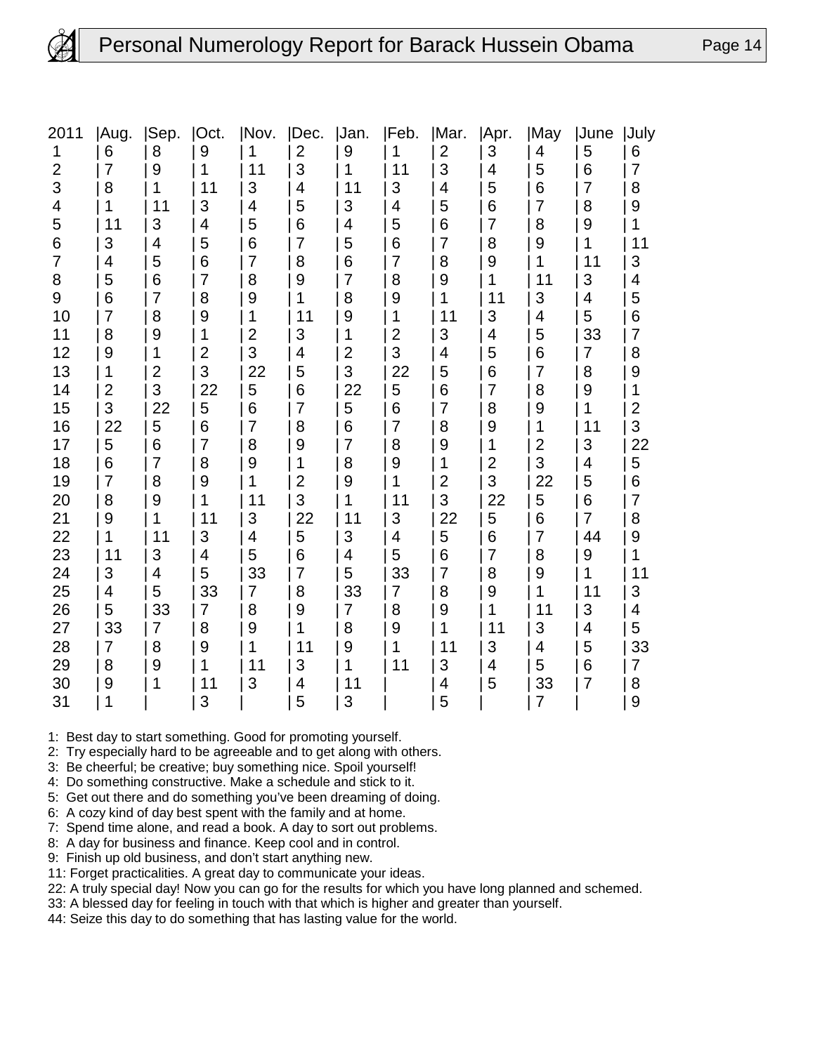| 2011 | Aug. | Sep. | Oct. | Nov. | Dec. | Jan. | Feb. | Mar. | Apr. | May | June | July |
|---|---|---|---|---|---|---|---|---|---|---|---|---|
| 1 | 6 | 8 | 9 | 1 | 2 | 9 | 1 | 2 | 3 | 4 | 5 | 6 |
| 2 | 7 | 9 | 1 | 11 | 3 | 1 | 11 | 3 | 4 | 5 | 6 | 7 |
| 3 | 8 | 1 | 11 | 3 | 4 | 11 | 3 | 4 | 5 | 6 | 7 | 8 |
| 4 | 1 | 11 | 3 | 4 | 5 | 3 | 4 | 5 | 6 | 7 | 8 | 9 |
| 5 | 11 | 3 | 4 | 5 | 6 | 4 | 5 | 6 | 7 | 8 | 9 | 1 |
| 6 | 3 | 4 | 5 | 6 | 7 | 5 | 6 | 7 | 8 | 9 | 1 | 11 |
| 7 | 4 | 5 | 6 | 7 | 8 | 6 | 7 | 8 | 9 | 1 | 11 | 3 |
| 8 | 5 | 6 | 7 | 8 | 9 | 7 | 8 | 9 | 1 | 11 | 3 | 4 |
| 9 | 6 | 7 | 8 | 9 | 1 | 8 | 9 | 1 | 11 | 3 | 4 | 5 |
| 10 | 7 | 8 | 9 | 1 | 11 | 9 | 1 | 11 | 3 | 4 | 5 | 6 |
| 11 | 8 | 9 | 1 | 2 | 3 | 1 | 2 | 3 | 4 | 5 | 33 | 7 |
| 12 | 9 | 1 | 2 | 3 | 4 | 2 | 3 | 4 | 5 | 6 | 7 | 8 |
| 13 | 1 | 2 | 3 | 22 | 5 | 3 | 22 | 5 | 6 | 7 | 8 | 9 |
| 14 | 2 | 3 | 22 | 5 | 6 | 22 | 5 | 6 | 7 | 8 | 9 | 1 |
| 15 | 3 | 22 | 5 | 6 | 7 | 5 | 6 | 7 | 8 | 9 | 1 | 2 |
| 16 | 22 | 5 | 6 | 7 | 8 | 6 | 7 | 8 | 9 | 1 | 11 | 3 |
| 17 | 5 | 6 | 7 | 8 | 9 | 7 | 8 | 9 | 1 | 2 | 3 | 22 |
| 18 | 6 | 7 | 8 | 9 | 1 | 8 | 9 | 1 | 2 | 3 | 4 | 5 |
| 19 | 7 | 8 | 9 | 1 | 2 | 9 | 1 | 2 | 3 | 22 | 5 | 6 |
| 20 | 8 | 9 | 1 | 11 | 3 | 1 | 11 | 3 | 22 | 5 | 6 | 7 |
| 21 | 9 | 1 | 11 | 3 | 22 | 11 | 3 | 22 | 5 | 6 | 7 | 8 |
| 22 | 1 | 11 | 3 | 4 | 5 | 3 | 4 | 5 | 6 | 7 | 44 | 9 |
| 23 | 11 | 3 | 4 | 5 | 6 | 4 | 5 | 6 | 7 | 8 | 9 | 1 |
| 24 | 3 | 4 | 5 | 33 | 7 | 5 | 33 | 7 | 8 | 9 | 1 | 11 |
| 25 | 4 | 5 | 33 | 7 | 8 | 33 | 7 | 8 | 9 | 1 | 11 | 3 |
| 26 | 5 | 33 | 7 | 8 | 9 | 7 | 8 | 9 | 1 | 11 | 3 | 4 |
| 27 | 33 | 7 | 8 | 9 | 1 | 8 | 9 | 1 | 11 | 3 | 4 | 5 |
| 28 | 7 | 8 | 9 | 1 | 11 | 9 | 1 | 11 | 3 | 4 | 5 | 33 |
| 29 | 8 | 9 | 1 | 11 | 3 | 1 | 11 | 3 | 4 | 5 | 6 | 7 |
| 30 | 9 | 1 | 11 | 3 | 4 | 11 | | 4 | 5 | 33 | 7 | 8 |
| 31 | 1 | | 3 | | 5 | 3 | | 5 | | 7 | | 9 |

1: Best day to start something. Good for promoting yourself.
2: Try especially hard to be agreeable and to get along with others.
3: Be cheerful; be creative; buy something nice. Spoil yourself!
4: Do something constructive. Make a schedule and stick to it.
5: Get out there and do something you've been dreaming of doing.
6: A cozy kind of day best spent with the family and at home.
7: Spend time alone, and read a book. A day to sort out problems.
8: A day for business and finance. Keep cool and in control.
9: Finish up old business, and don't start anything new.
11: Forget practicalities. A great day to communicate your ideas.
22: A truly special day! Now you can go for the results for which you have long planned and schemed.
33: A blessed day for feeling in touch with that which is higher and greater than yourself.
44: Seize this day to do something that has lasting value for the world.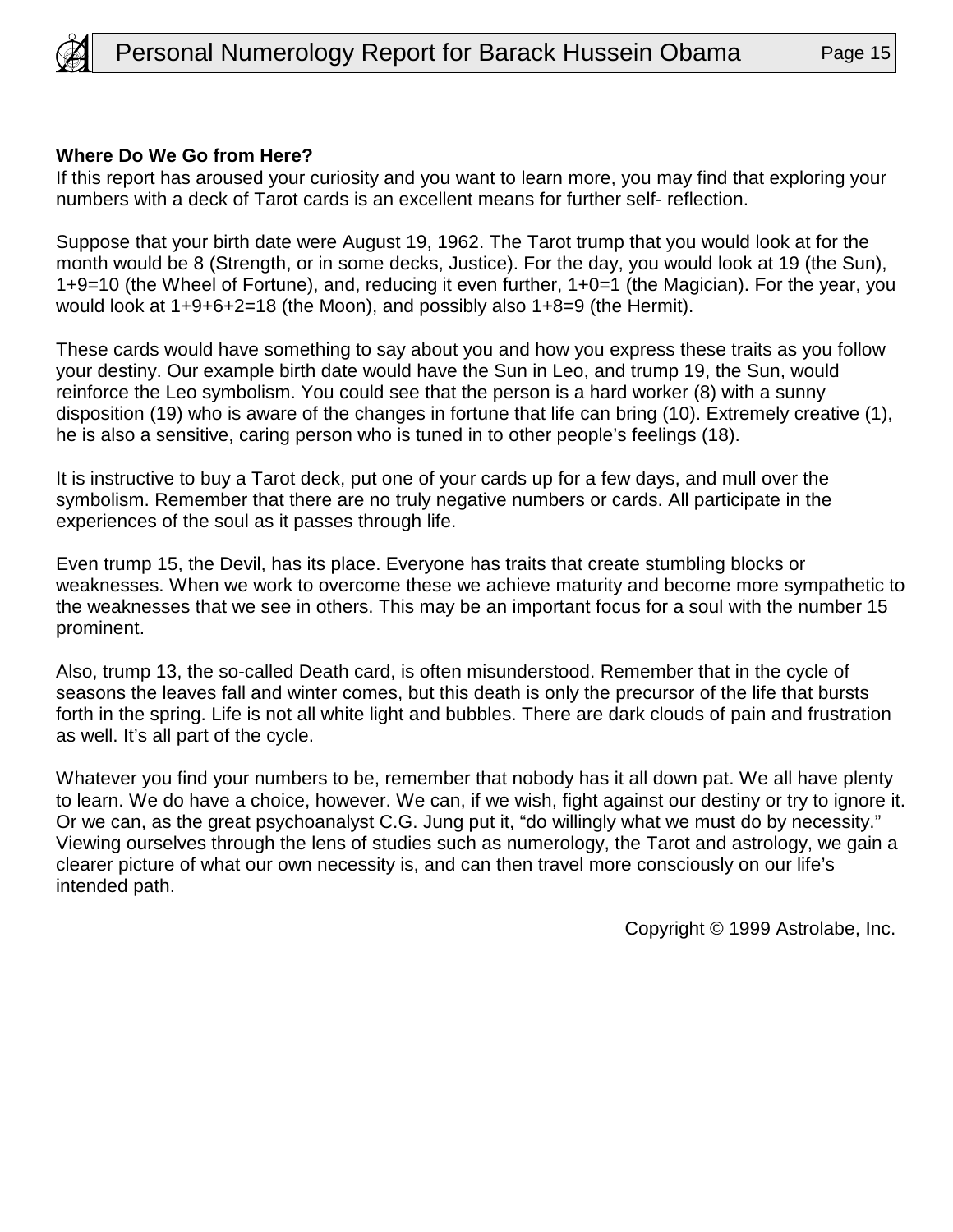**Where Do We Go from Here?**

If this report has aroused your curiosity and you want to learn more, you may find that exploring your numbers with a deck of Tarot cards is an excellent means for further self- reflection.

Suppose that your birth date were August 19, 1962. The Tarot trump that you would look at for the month would be 8 (Strength, or in some decks, Justice). For the day, you would look at 19 (the Sun), 1+9=10 (the Wheel of Fortune), and, reducing it even further, 1+0=1 (the Magician). For the year, you would look at 1+9+6+2=18 (the Moon), and possibly also 1+8=9 (the Hermit).

These cards would have something to say about you and how you express these traits as you follow your destiny. Our example birth date would have the Sun in Leo, and trump 19, the Sun, would reinforce the Leo symbolism. You could see that the person is a hard worker (8) with a sunny disposition (19) who is aware of the changes in fortune that life can bring (10). Extremely creative (1), he is also a sensitive, caring person who is tuned in to other people's feelings (18).

It is instructive to buy a Tarot deck, put one of your cards up for a few days, and mull over the symbolism. Remember that there are no truly negative numbers or cards. All participate in the experiences of the soul as it passes through life.

Even trump 15, the Devil, has its place. Everyone has traits that create stumbling blocks or weaknesses. When we work to overcome these we achieve maturity and become more sympathetic to the weaknesses that we see in others. This may be an important focus for a soul with the number 15 prominent.

Also, trump 13, the so-called Death card, is often misunderstood. Remember that in the cycle of seasons the leaves fall and winter comes, but this death is only the precursor of the life that bursts forth in the spring. Life is not all white light and bubbles. There are dark clouds of pain and frustration as well. It's all part of the cycle.

Whatever you find your numbers to be, remember that nobody has it all down pat. We all have plenty to learn. We do have a choice, however. We can, if we wish, fight against our destiny or try to ignore it. Or we can, as the great psychoanalyst C.G. Jung put it, "do willingly what we must do by necessity." Viewing ourselves through the lens of studies such as numerology, the Tarot and astrology, we gain a clearer picture of what our own necessity is, and can then travel more consciously on our life's intended path.

Copyright © 1999 Astrolabe, Inc.